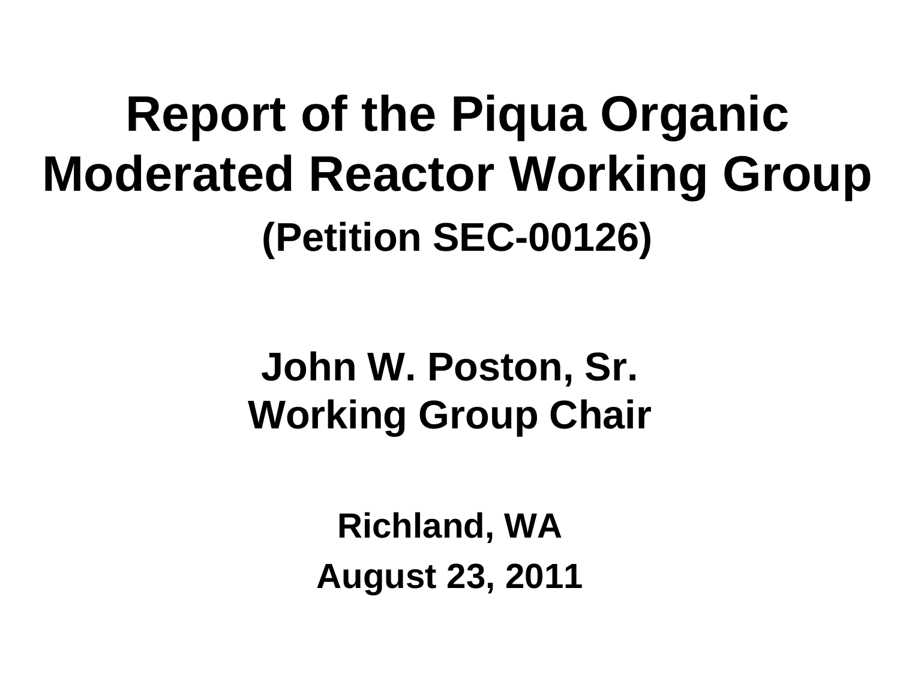# Report of the Piqua Organic Moderated Reactor Working Group

**(Petition SEC-00126)**

**John W. Poston, Sr.**
**Working Group Chair**

**Richland, WA**

**August 23, 2011**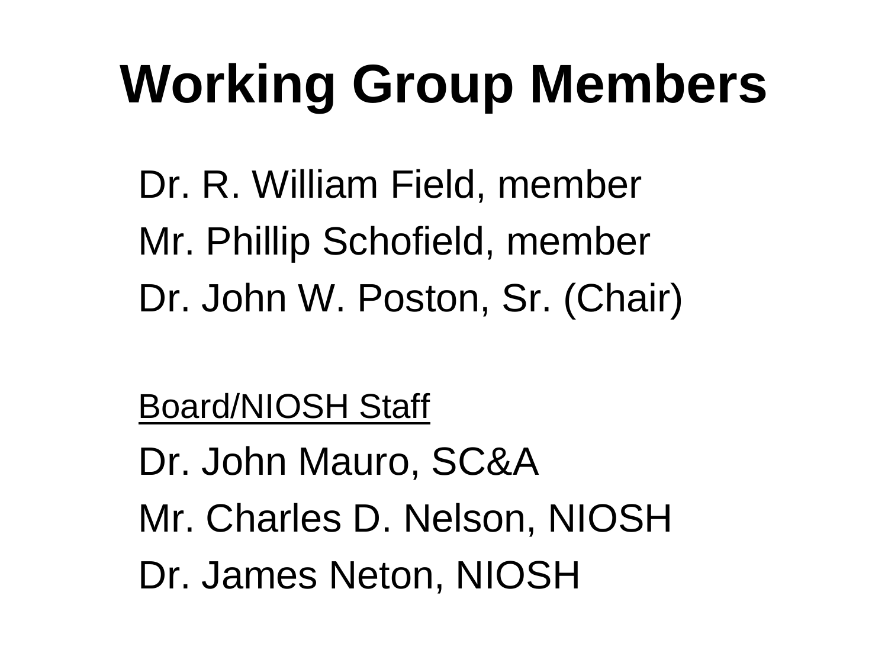# Working Group Members

Dr. R. William Field, member

Mr. Phillip Schofield, member

Dr. John W. Poston, Sr. (Chair)

Board/NIOSH Staff

Dr. John Mauro, SC&A

Mr. Charles D. Nelson, NIOSH

Dr. James Neton, NIOSH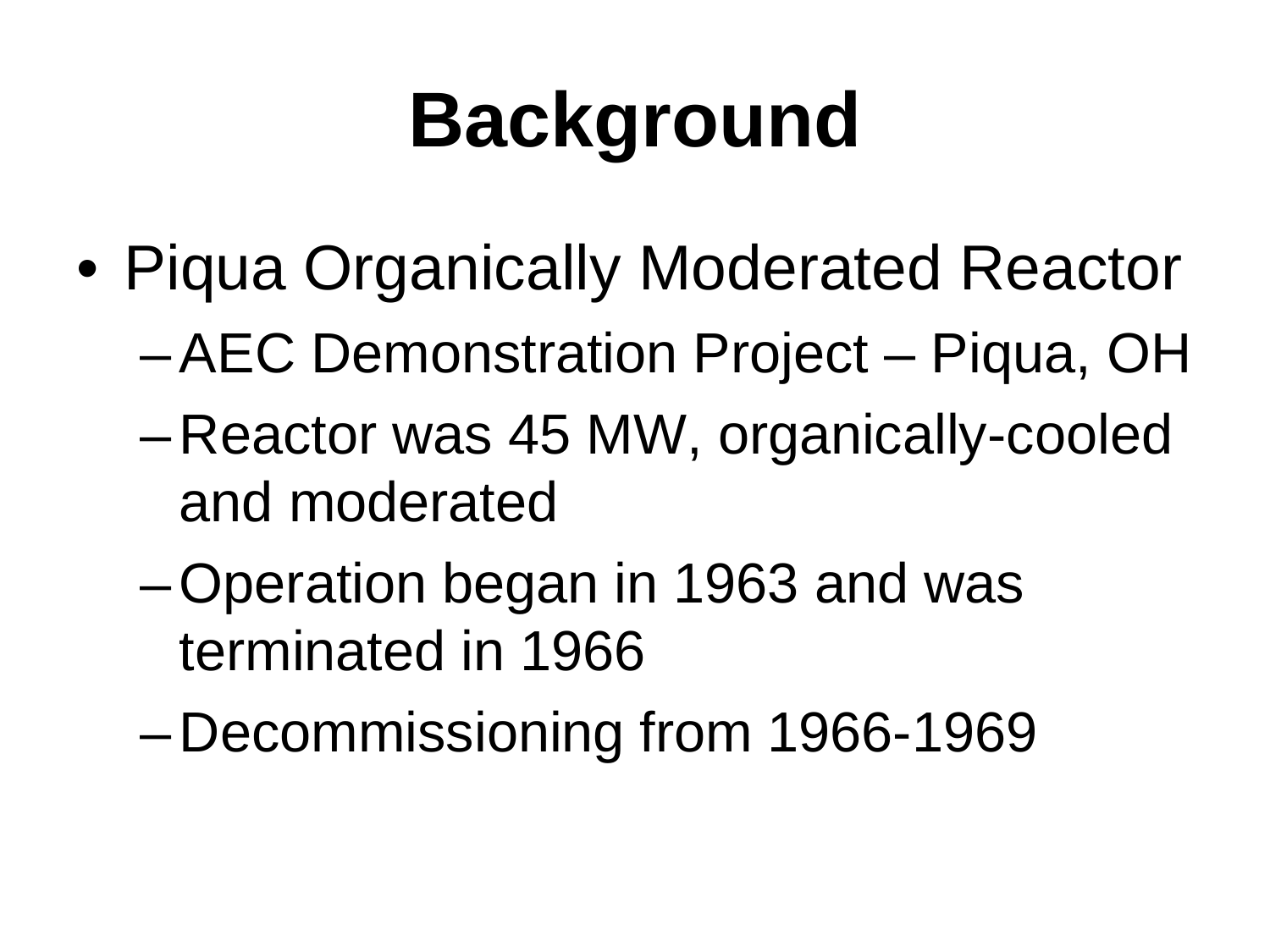# Background

- Piqua Organically Moderated Reactor
  - AEC Demonstration Project – Piqua, OH
  - Reactor was 45 MW, organically-cooled and moderated
  - Operation began in 1963 and was terminated in 1966
  - Decommissioning from 1966-1969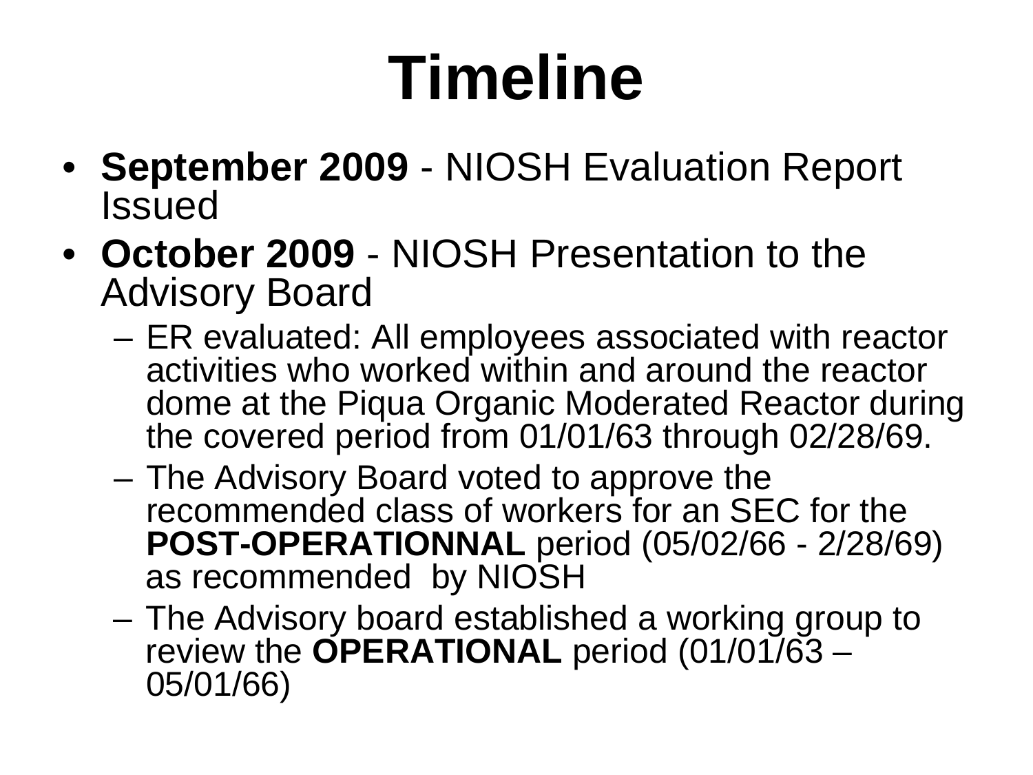# Timeline

- **September 2009** - NIOSH Evaluation Report Issued
- **October 2009** - NIOSH Presentation to the Advisory Board
  - ER evaluated: All employees associated with reactor activities who worked within and around the reactor dome at the Piqua Organic Moderated Reactor during the covered period from 01/01/63 through 02/28/69.
  - The Advisory Board voted to approve the recommended class of workers for an SEC for the **POST-OPERATIONNAL** period (05/02/66 - 2/28/69) as recommended by NIOSH
  - The Advisory board established a working group to review the **OPERATIONAL** period (01/01/63 – 05/01/66)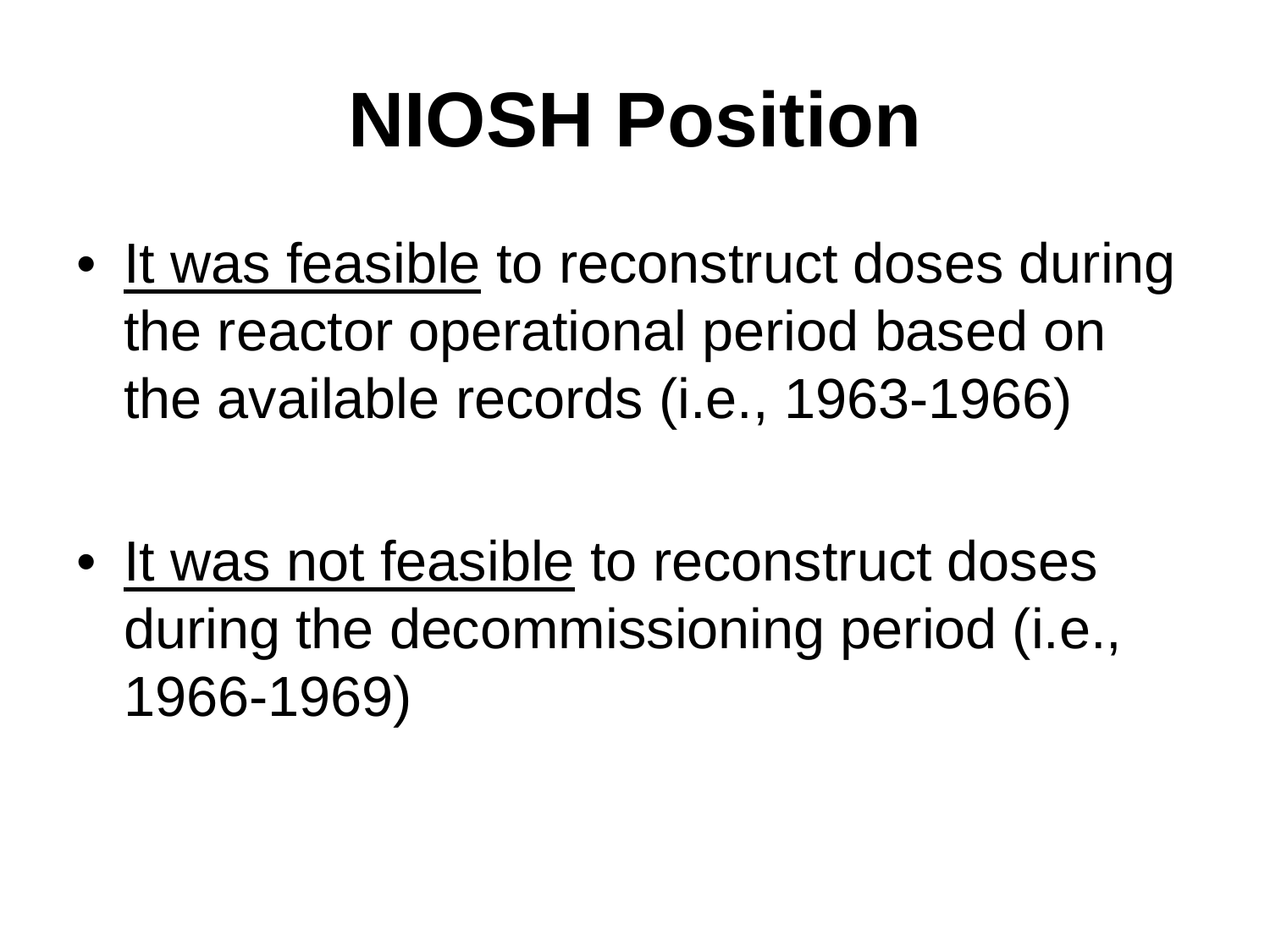# NIOSH Position

- <u>It was feasible</u> to reconstruct doses during the reactor operational period based on the available records (i.e., 1963-1966)

- <u>It was not feasible</u> to reconstruct doses during the decommissioning period (i.e., 1966-1969)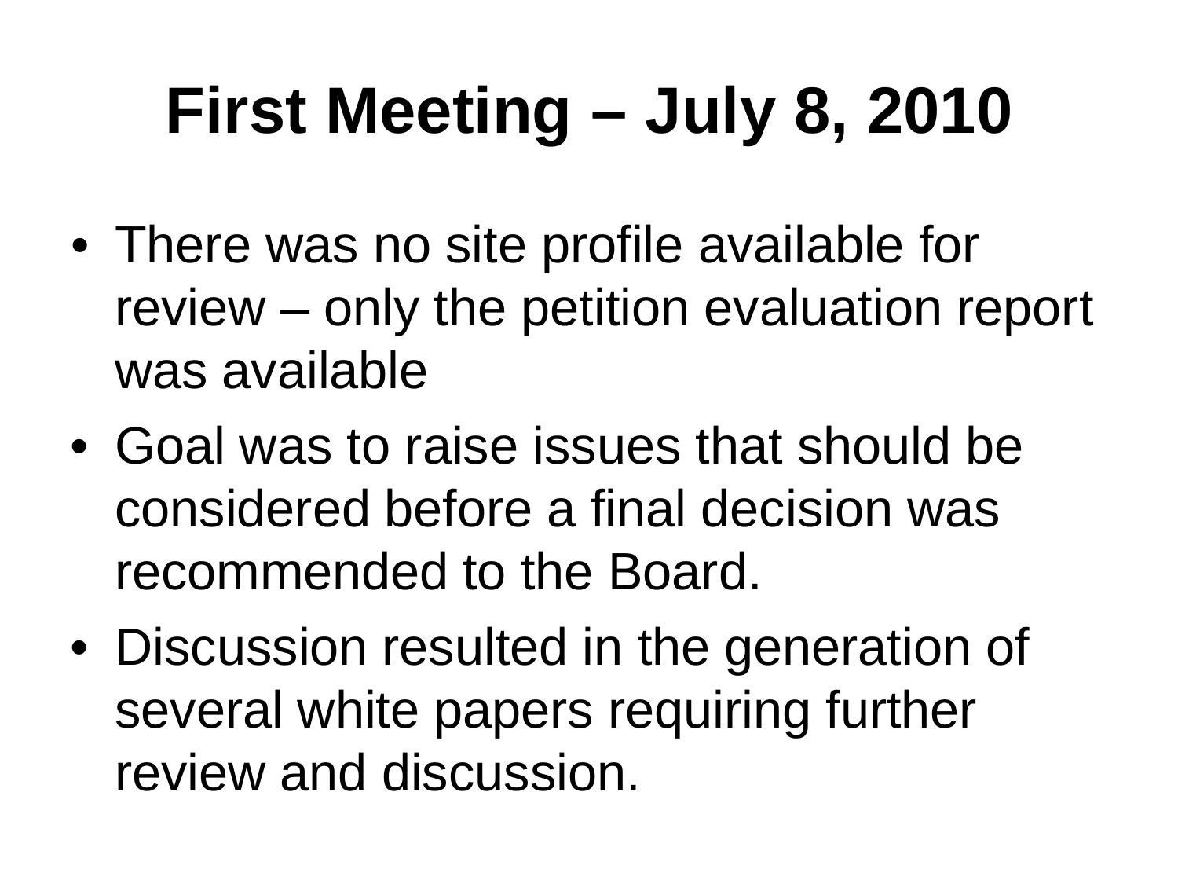# First Meeting – July 8, 2010

- There was no site profile available for review – only the petition evaluation report was available
- Goal was to raise issues that should be considered before a final decision was recommended to the Board.
- Discussion resulted in the generation of several white papers requiring further review and discussion.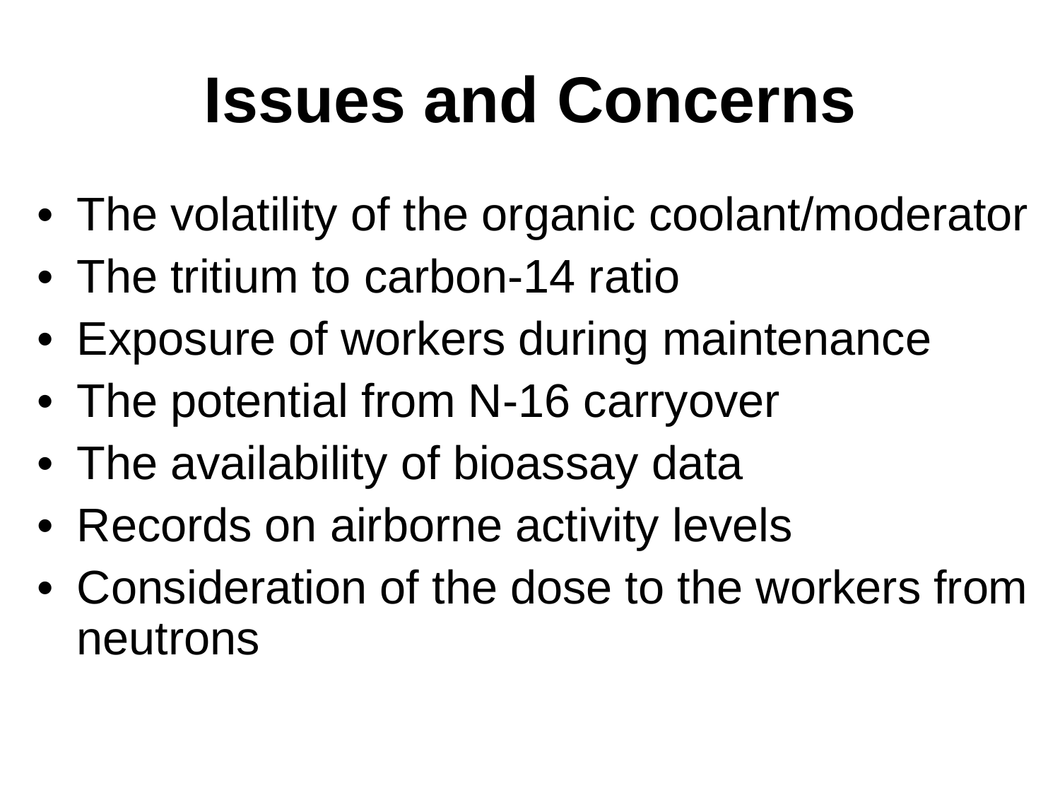# Issues and Concerns

- The volatility of the organic coolant/moderator
- The tritium to carbon-14 ratio
- Exposure of workers during maintenance
- The potential from N-16 carryover
- The availability of bioassay data
- Records on airborne activity levels
- Consideration of the dose to the workers from neutrons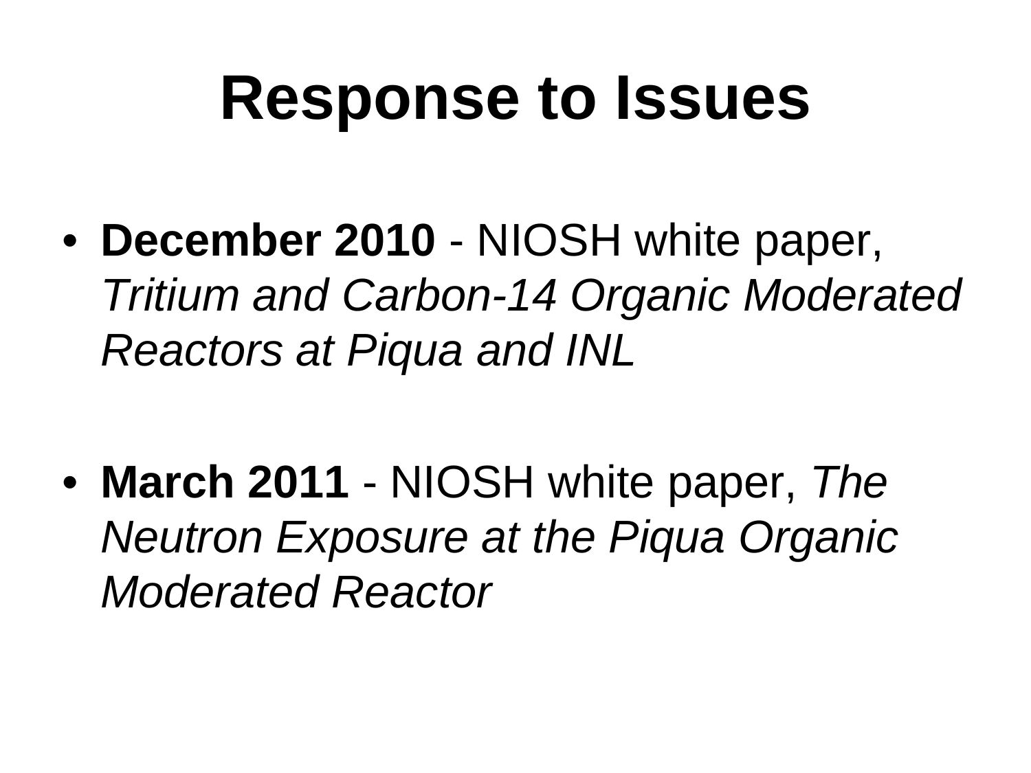# Response to Issues

- **December 2010** - NIOSH white paper, *Tritium and Carbon-14 Organic Moderated Reactors at Piqua and INL*

- **March 2011** - NIOSH white paper, *The Neutron Exposure at the Piqua Organic Moderated Reactor*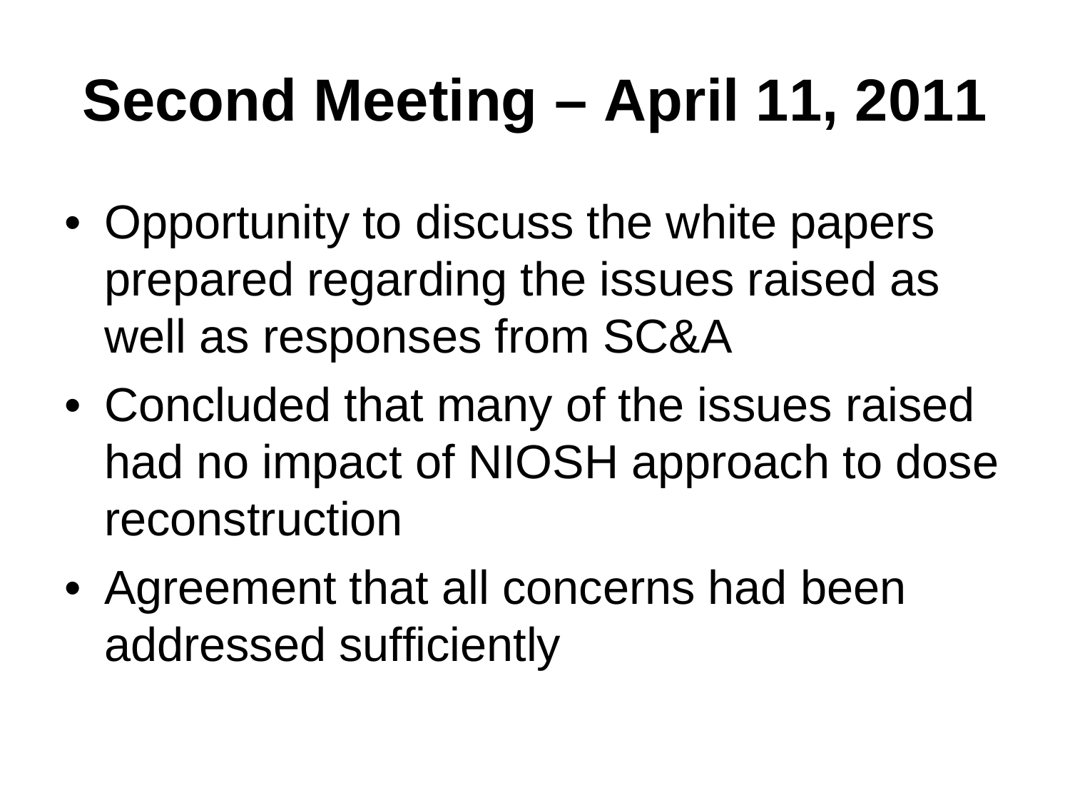# Second Meeting – April 11, 2011

- Opportunity to discuss the white papers prepared regarding the issues raised as well as responses from SC&A
- Concluded that many of the issues raised had no impact of NIOSH approach to dose reconstruction
- Agreement that all concerns had been addressed sufficiently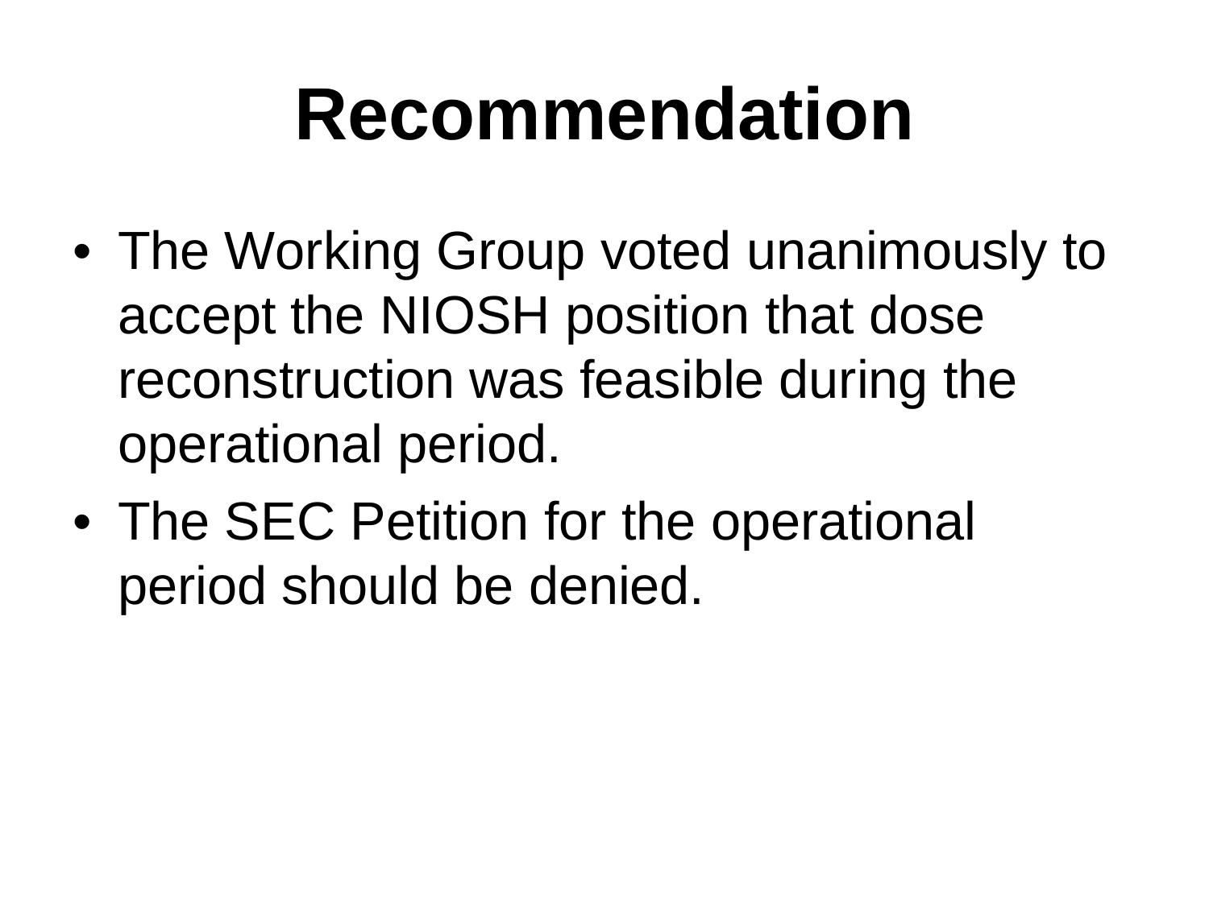# Recommendation

- The Working Group voted unanimously to accept the NIOSH position that dose reconstruction was feasible during the operational period.
- The SEC Petition for the operational period should be denied.